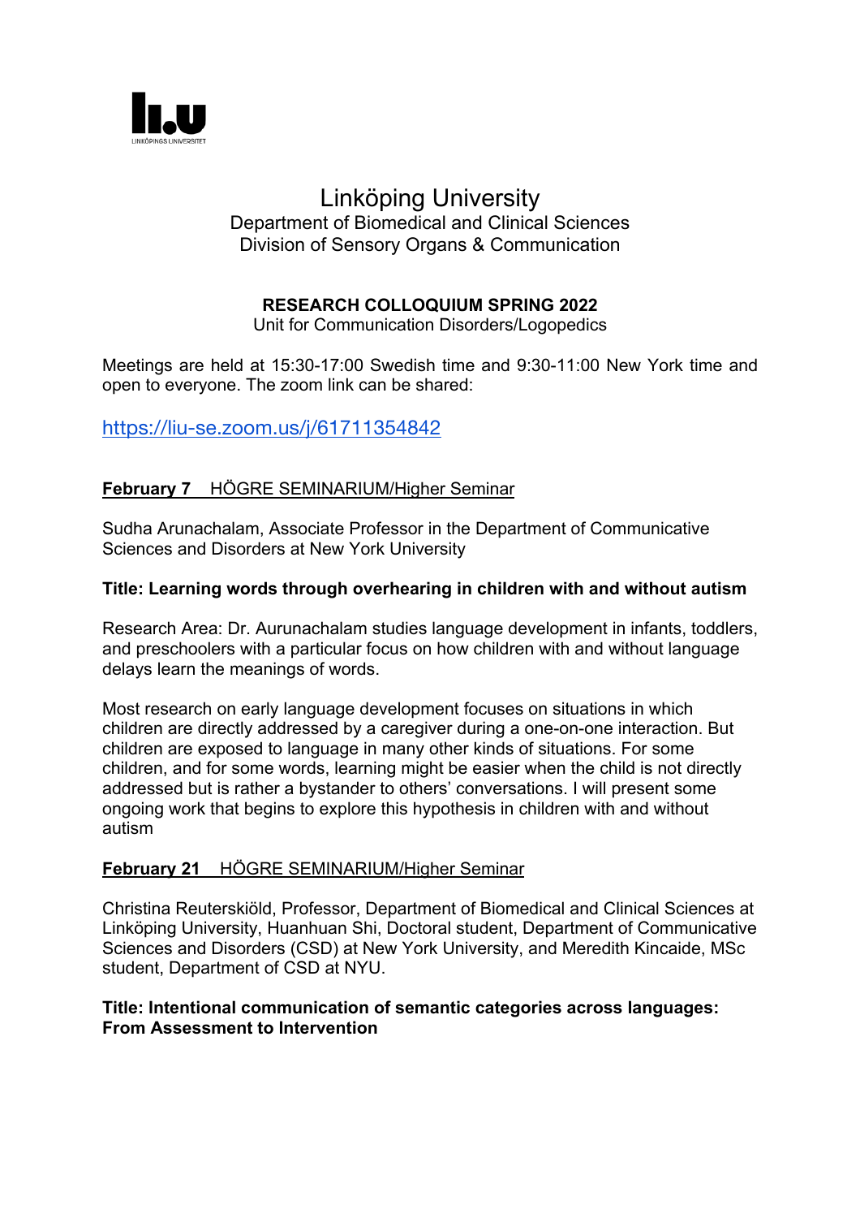# Linköping University

Department of Biomedical and Clinical Sciences
Division of Sensory Organs & Communication

## RESEARCH COLLOQUIUM SPRING 2022

Unit for Communication Disorders/Logopedics

Meetings are held at 15:30-17:00 Swedish time and 9:30-11:00 New York time and open to everyone. The zoom link can be shared:

https://liu-se.zoom.us/j/61711354842

**February 7** HÖGRE SEMINARIUM/Higher Seminar

Sudha Arunachalam, Associate Professor in the Department of Communicative Sciences and Disorders at New York University

**Title: Learning words through overhearing in children with and without autism**

Research Area: Dr. Aurunachalam studies language development in infants, toddlers, and preschoolers with a particular focus on how children with and without language delays learn the meanings of words.

Most research on early language development focuses on situations in which children are directly addressed by a caregiver during a one-on-one interaction. But children are exposed to language in many other kinds of situations. For some children, and for some words, learning might be easier when the child is not directly addressed but is rather a bystander to others' conversations. I will present some ongoing work that begins to explore this hypothesis in children with and without autism

**February 21** HÖGRE SEMINARIUM/Higher Seminar

Christina Reuterskiöld, Professor, Department of Biomedical and Clinical Sciences at Linköping University, Huanhuan Shi, Doctoral student, Department of Communicative Sciences and Disorders (CSD) at New York University, and Meredith Kincaide, MSc student, Department of CSD at NYU.

**Title: Intentional communication of semantic categories across languages: From Assessment to Intervention**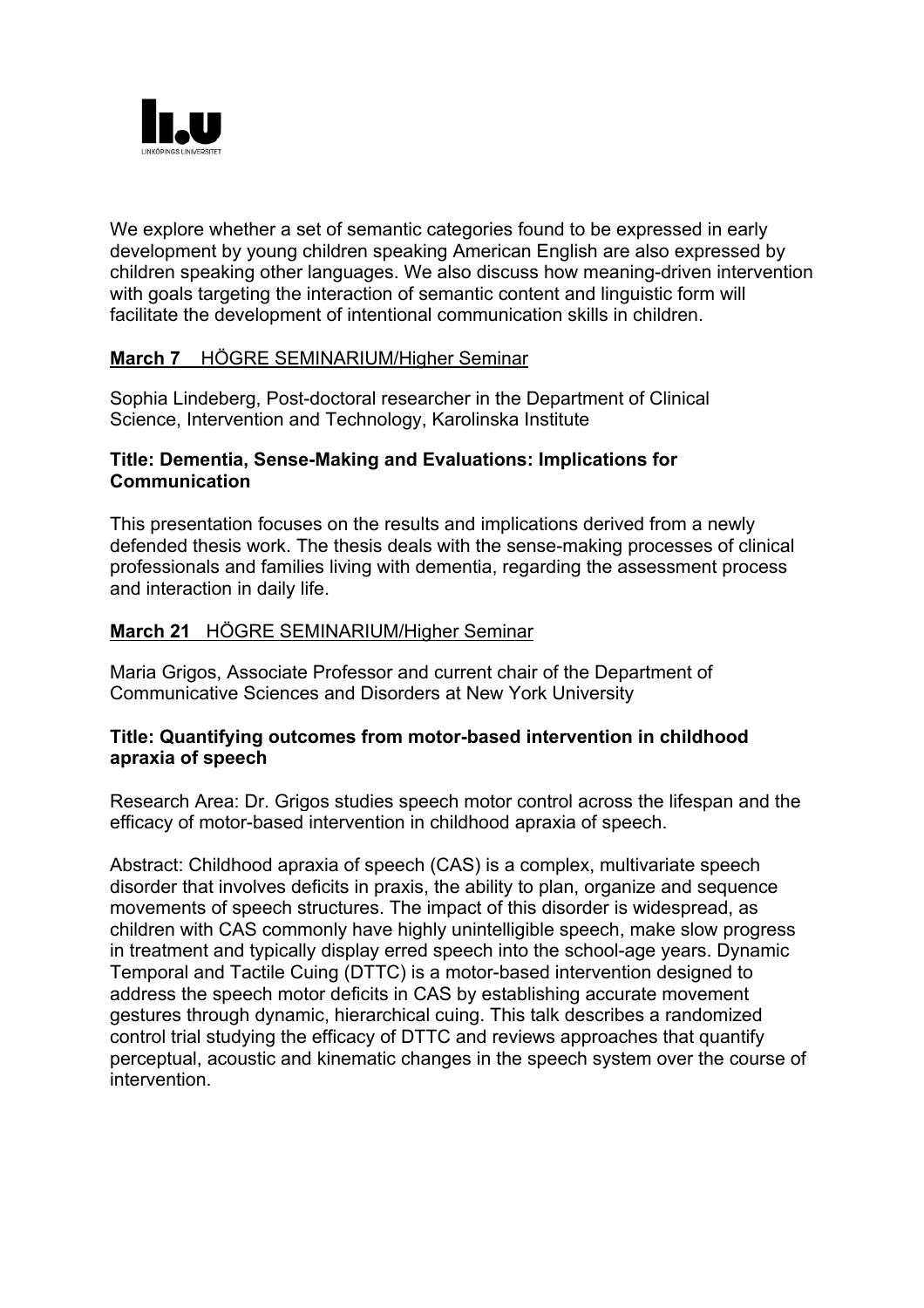We explore whether a set of semantic categories found to be expressed in early development by young children speaking American English are also expressed by children speaking other languages. We also discuss how meaning-driven intervention with goals targeting the interaction of semantic content and linguistic form will facilitate the development of intentional communication skills in children.

**March 7** HÖGRE SEMINARIUM/Higher Seminar

Sophia Lindeberg, Post-doctoral researcher in the Department of Clinical Science, Intervention and Technology, Karolinska Institute

**Title: Dementia, Sense-Making and Evaluations: Implications for Communication**

This presentation focuses on the results and implications derived from a newly defended thesis work. The thesis deals with the sense-making processes of clinical professionals and families living with dementia, regarding the assessment process and interaction in daily life.

**March 21** HÖGRE SEMINARIUM/Higher Seminar

Maria Grigos, Associate Professor and current chair of the Department of Communicative Sciences and Disorders at New York University

**Title: Quantifying outcomes from motor-based intervention in childhood apraxia of speech**

Research Area: Dr. Grigos studies speech motor control across the lifespan and the efficacy of motor-based intervention in childhood apraxia of speech.

Abstract: Childhood apraxia of speech (CAS) is a complex, multivariate speech disorder that involves deficits in praxis, the ability to plan, organize and sequence movements of speech structures. The impact of this disorder is widespread, as children with CAS commonly have highly unintelligible speech, make slow progress in treatment and typically display erred speech into the school-age years. Dynamic Temporal and Tactile Cuing (DTTC) is a motor-based intervention designed to address the speech motor deficits in CAS by establishing accurate movement gestures through dynamic, hierarchical cuing. This talk describes a randomized control trial studying the efficacy of DTTC and reviews approaches that quantify perceptual, acoustic and kinematic changes in the speech system over the course of intervention.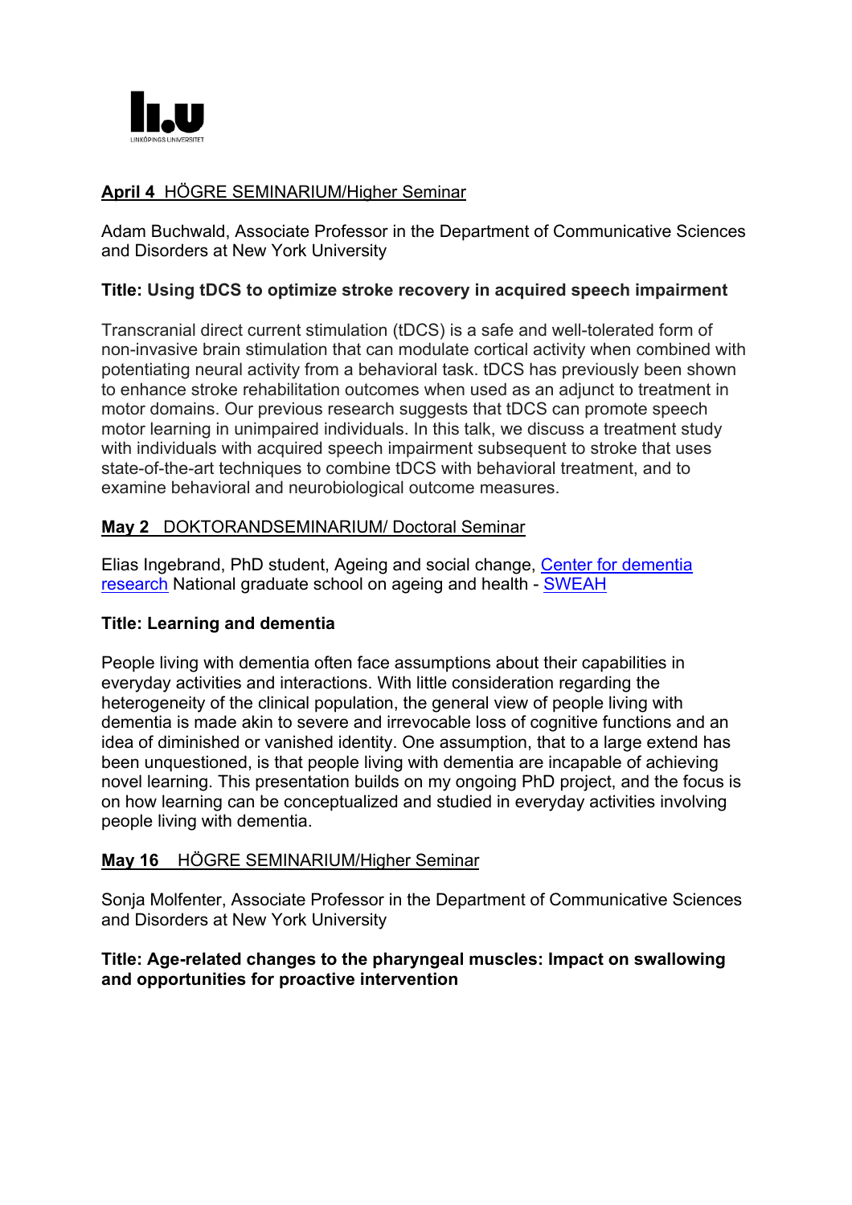**April 4** HÖGRE SEMINARIUM/Higher Seminar

Adam Buchwald, Associate Professor in the Department of Communicative Sciences and Disorders at New York University

**Title: Using tDCS to optimize stroke recovery in acquired speech impairment**

Transcranial direct current stimulation (tDCS) is a safe and well-tolerated form of non-invasive brain stimulation that can modulate cortical activity when combined with potentiating neural activity from a behavioral task. tDCS has previously been shown to enhance stroke rehabilitation outcomes when used as an adjunct to treatment in motor domains. Our previous research suggests that tDCS can promote speech motor learning in unimpaired individuals. In this talk, we discuss a treatment study with individuals with acquired speech impairment subsequent to stroke that uses state-of-the-art techniques to combine tDCS with behavioral treatment, and to examine behavioral and neurobiological outcome measures.

**May 2** DOKTORANDSEMINARIUM/ Doctoral Seminar

Elias Ingebrand, PhD student, Ageing and social change, Center for dementia research National graduate school on ageing and health - SWEAH

**Title: Learning and dementia**

People living with dementia often face assumptions about their capabilities in everyday activities and interactions. With little consideration regarding the heterogeneity of the clinical population, the general view of people living with dementia is made akin to severe and irrevocable loss of cognitive functions and an idea of diminished or vanished identity. One assumption, that to a large extend has been unquestioned, is that people living with dementia are incapable of achieving novel learning. This presentation builds on my ongoing PhD project, and the focus is on how learning can be conceptualized and studied in everyday activities involving people living with dementia.

**May 16** HÖGRE SEMINARIUM/Higher Seminar

Sonja Molfenter, Associate Professor in the Department of Communicative Sciences and Disorders at New York University

**Title: Age-related changes to the pharyngeal muscles: Impact on swallowing and opportunities for proactive intervention**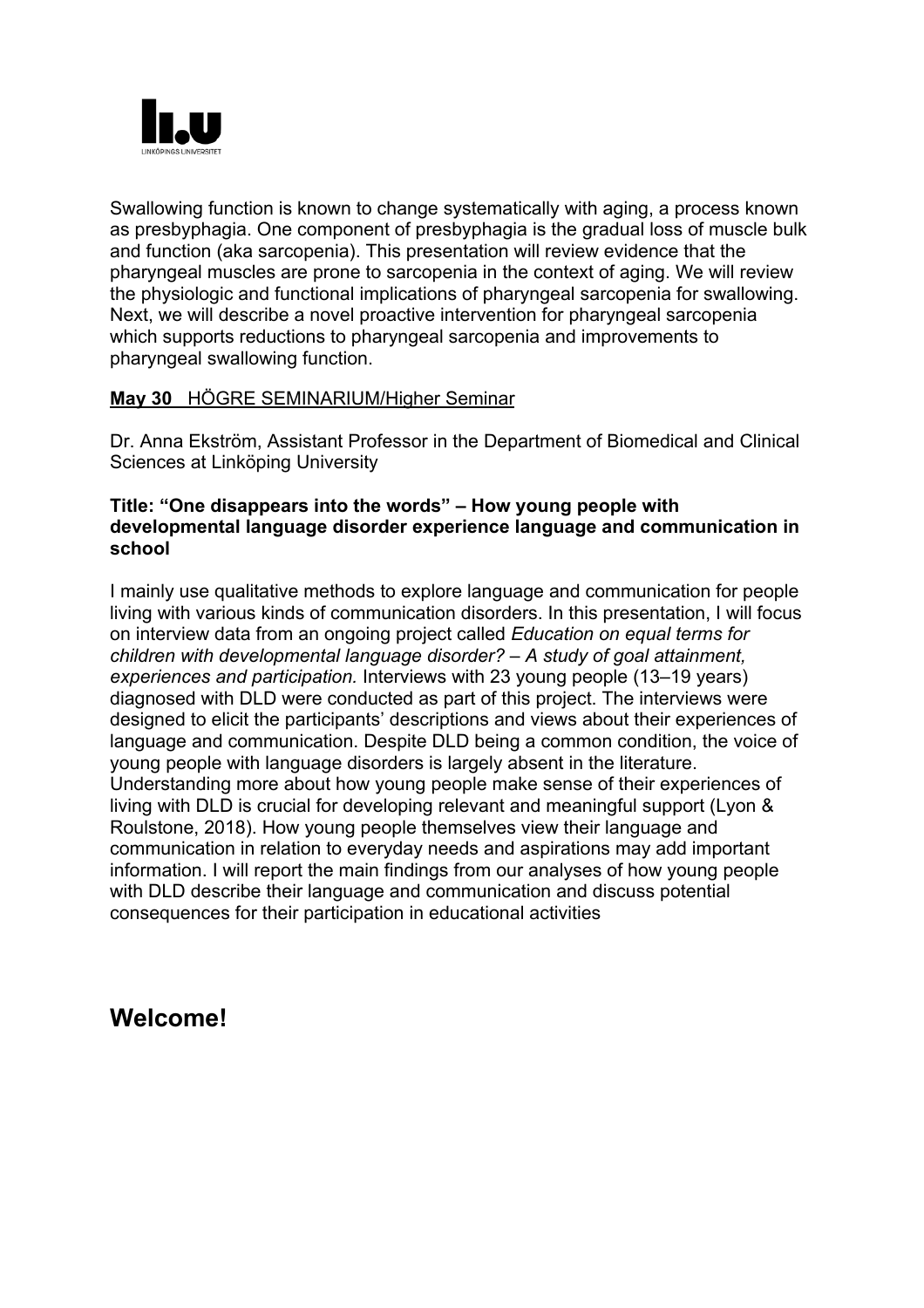Swallowing function is known to change systematically with aging, a process known as presbyphagia. One component of presbyphagia is the gradual loss of muscle bulk and function (aka sarcopenia). This presentation will review evidence that the pharyngeal muscles are prone to sarcopenia in the context of aging. We will review the physiologic and functional implications of pharyngeal sarcopenia for swallowing. Next, we will describe a novel proactive intervention for pharyngeal sarcopenia which supports reductions to pharyngeal sarcopenia and improvements to pharyngeal swallowing function.

**May 30** HÖGRE SEMINARIUM/Higher Seminar

Dr. Anna Ekström, Assistant Professor in the Department of Biomedical and Clinical Sciences at Linköping University

**Title: "One disappears into the words" – How young people with developmental language disorder experience language and communication in school**

I mainly use qualitative methods to explore language and communication for people living with various kinds of communication disorders. In this presentation, I will focus on interview data from an ongoing project called *Education on equal terms for children with developmental language disorder? – A study of goal attainment, experiences and participation.* Interviews with 23 young people (13–19 years) diagnosed with DLD were conducted as part of this project. The interviews were designed to elicit the participants' descriptions and views about their experiences of language and communication. Despite DLD being a common condition, the voice of young people with language disorders is largely absent in the literature. Understanding more about how young people make sense of their experiences of living with DLD is crucial for developing relevant and meaningful support (Lyon & Roulstone, 2018). How young people themselves view their language and communication in relation to everyday needs and aspirations may add important information. I will report the main findings from our analyses of how young people with DLD describe their language and communication and discuss potential consequences for their participation in educational activities

## Welcome!